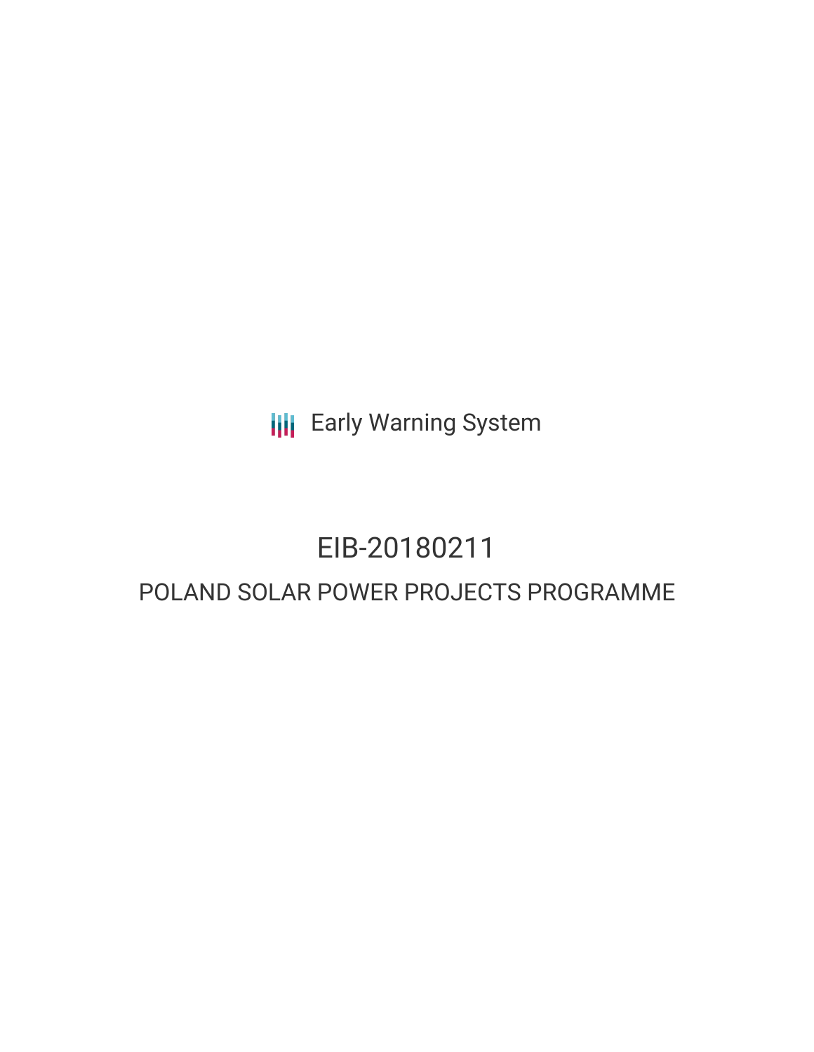Early Warning System

# EIB-20180211

## POLAND SOLAR POWER PROJECTS PROGRAMME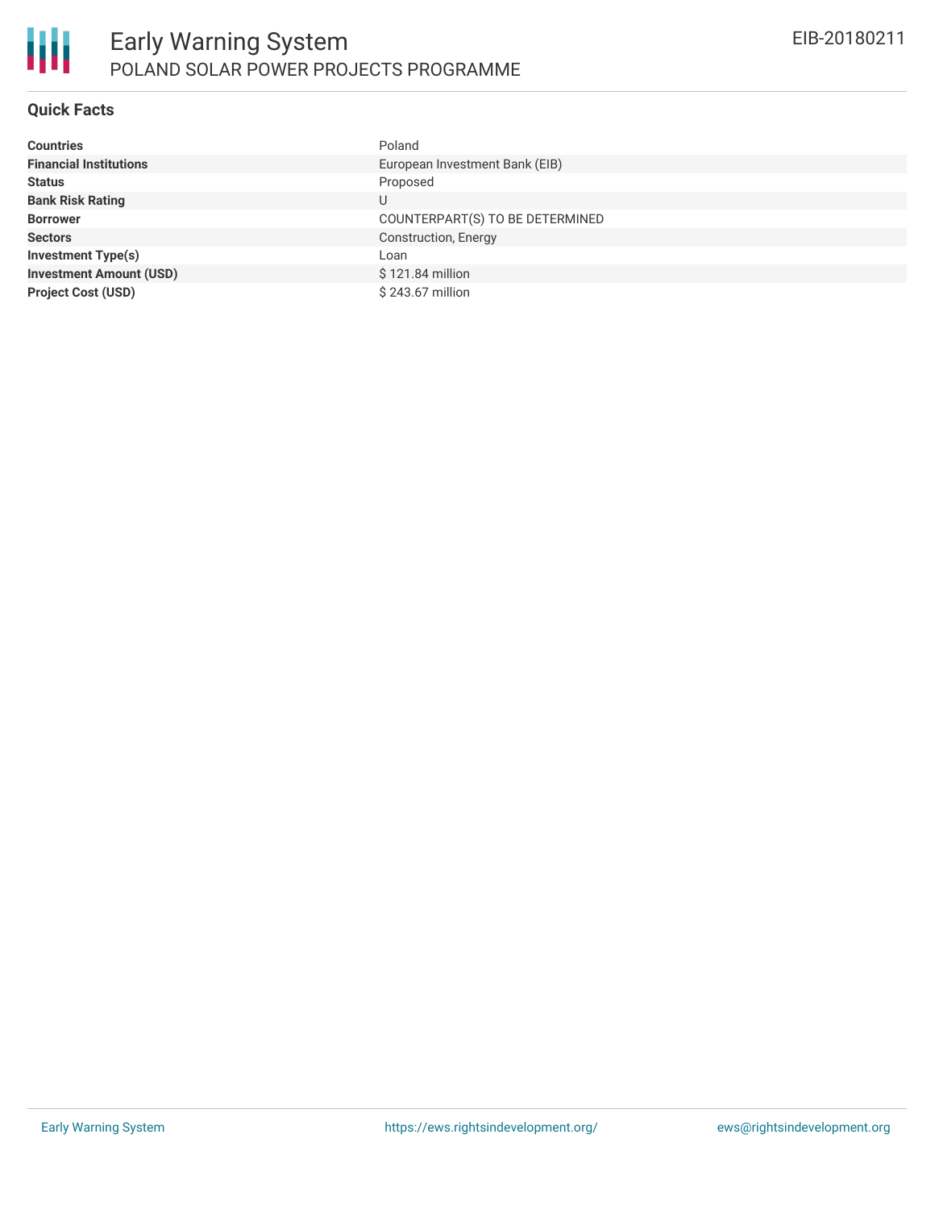## Quick Facts

| | |
|---|---|
| **Countries** | Poland |
| **Financial Institutions** | European Investment Bank (EIB) |
| **Status** | Proposed |
| **Bank Risk Rating** | U |
| **Borrower** | COUNTERPART(S) TO BE DETERMINED |
| **Sectors** | Construction, Energy |
| **Investment Type(s)** | Loan |
| **Investment Amount (USD)** | $ 121.84 million |
| **Project Cost (USD)** | $ 243.67 million |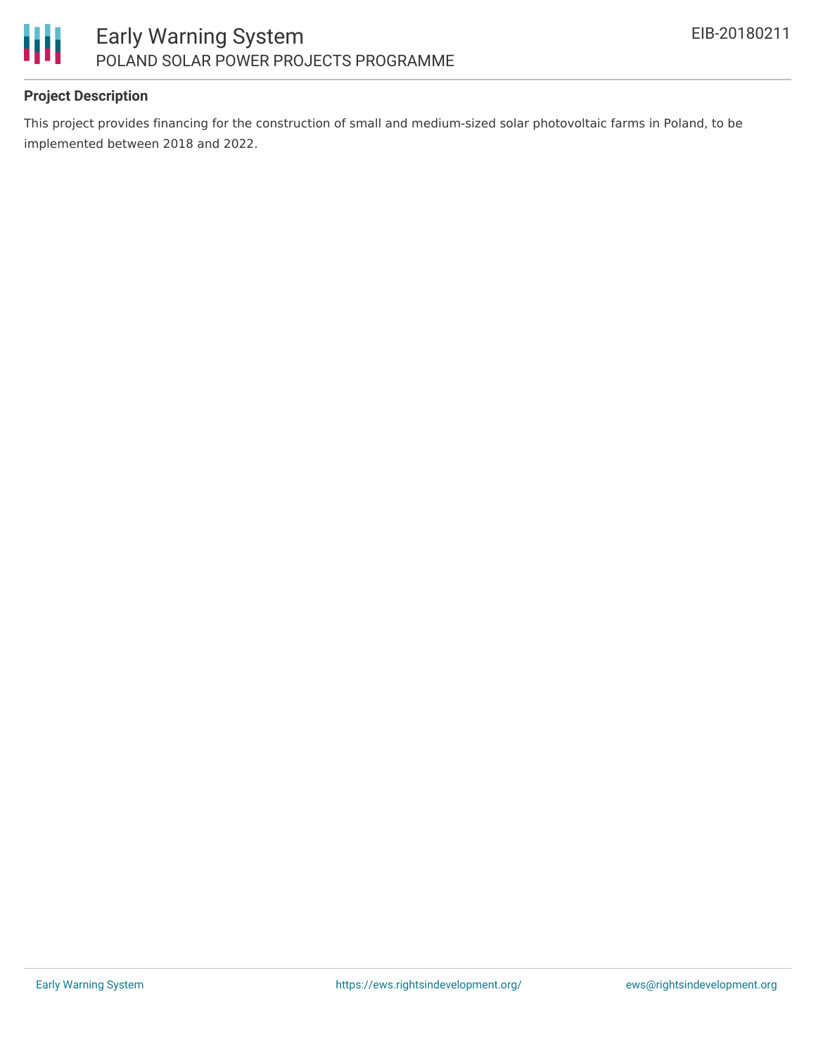## Project Description

This project provides financing for the construction of small and medium-sized solar photovoltaic farms in Poland, to be implemented between 2018 and 2022.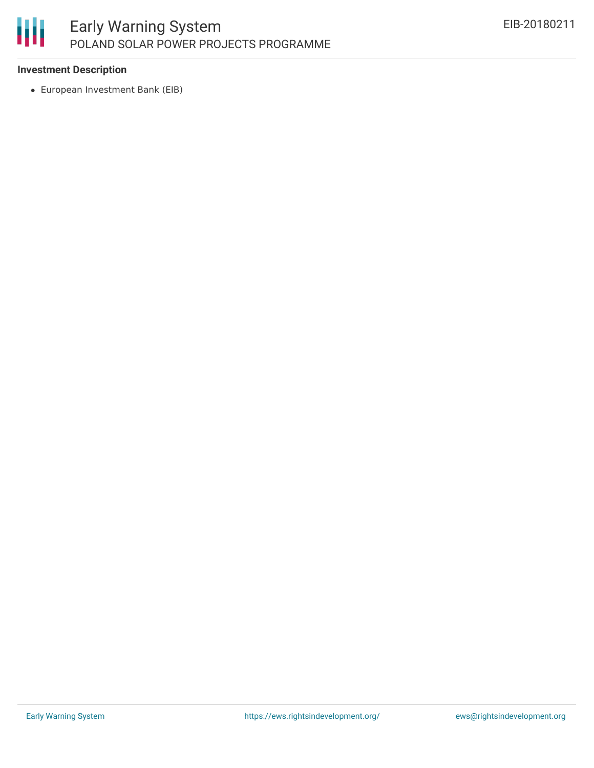**Investment Description**

- European Investment Bank (EIB)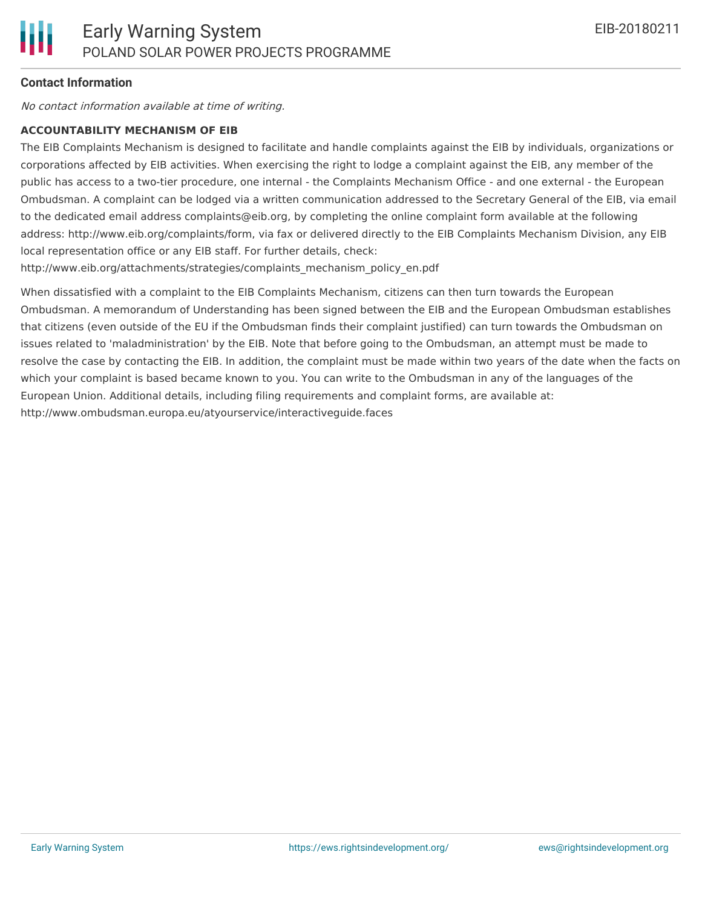#### Contact Information

*No contact information available at time of writing.*

**ACCOUNTABILITY MECHANISM OF EIB**

The EIB Complaints Mechanism is designed to facilitate and handle complaints against the EIB by individuals, organizations or corporations affected by EIB activities. When exercising the right to lodge a complaint against the EIB, any member of the public has access to a two-tier procedure, one internal - the Complaints Mechanism Office - and one external - the European Ombudsman. A complaint can be lodged via a written communication addressed to the Secretary General of the EIB, via email to the dedicated email address complaints@eib.org, by completing the online complaint form available at the following address: http://www.eib.org/complaints/form, via fax or delivered directly to the EIB Complaints Mechanism Division, any EIB local representation office or any EIB staff. For further details, check: http://www.eib.org/attachments/strategies/complaints_mechanism_policy_en.pdf

When dissatisfied with a complaint to the EIB Complaints Mechanism, citizens can then turn towards the European Ombudsman. A memorandum of Understanding has been signed between the EIB and the European Ombudsman establishes that citizens (even outside of the EU if the Ombudsman finds their complaint justified) can turn towards the Ombudsman on issues related to 'maladministration' by the EIB. Note that before going to the Ombudsman, an attempt must be made to resolve the case by contacting the EIB. In addition, the complaint must be made within two years of the date when the facts on which your complaint is based became known to you. You can write to the Ombudsman in any of the languages of the European Union. Additional details, including filing requirements and complaint forms, are available at: http://www.ombudsman.europa.eu/atyourservice/interactiveguide.faces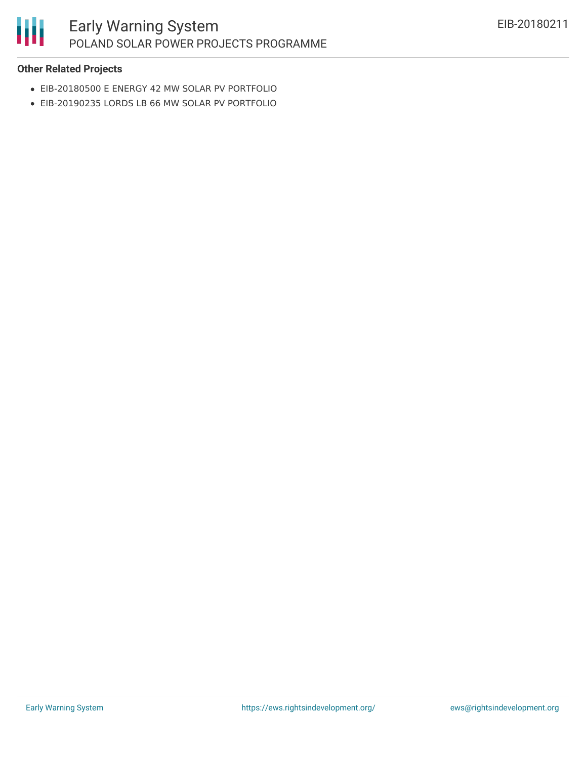### Other Related Projects

- EIB-20180500 E ENERGY 42 MW SOLAR PV PORTFOLIO
- EIB-20190235 LORDS LB 66 MW SOLAR PV PORTFOLIO